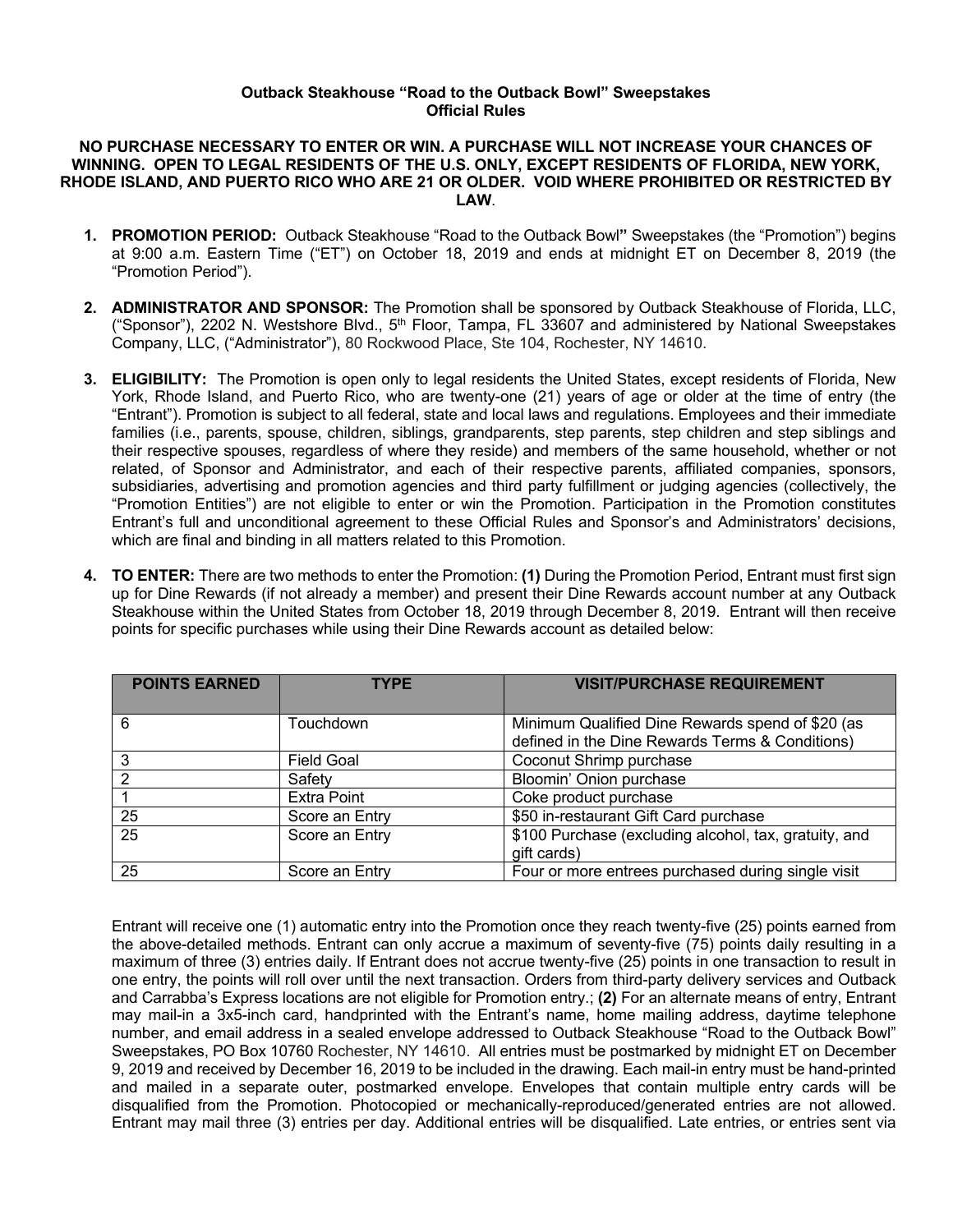**Outback Steakhouse "Road to the Outback Bowl" Sweepstakes**
**Official Rules**

**NO PURCHASE NECESSARY TO ENTER OR WIN. A PURCHASE WILL NOT INCREASE YOUR CHANCES OF WINNING. OPEN TO LEGAL RESIDENTS OF THE U.S. ONLY, EXCEPT RESIDENTS OF FLORIDA, NEW YORK, RHODE ISLAND, AND PUERTO RICO WHO ARE 21 OR OLDER. VOID WHERE PROHIBITED OR RESTRICTED BY LAW**.

1. **PROMOTION PERIOD:** Outback Steakhouse "Road to the Outback Bowl**"** Sweepstakes (the "Promotion") begins at 9:00 a.m. Eastern Time ("ET") on October 18, 2019 and ends at midnight ET on December 8, 2019 (the "Promotion Period").

2. **ADMINISTRATOR AND SPONSOR:** The Promotion shall be sponsored by Outback Steakhouse of Florida, LLC, ("Sponsor"), 2202 N. Westshore Blvd., 5th Floor, Tampa, FL 33607 and administered by National Sweepstakes Company, LLC, ("Administrator"), 80 Rockwood Place, Ste 104, Rochester, NY 14610.

3. **ELIGIBILITY:** The Promotion is open only to legal residents the United States, except residents of Florida, New York, Rhode Island, and Puerto Rico, who are twenty-one (21) years of age or older at the time of entry (the "Entrant"). Promotion is subject to all federal, state and local laws and regulations. Employees and their immediate families (i.e., parents, spouse, children, siblings, grandparents, step parents, step children and step siblings and their respective spouses, regardless of where they reside) and members of the same household, whether or not related, of Sponsor and Administrator, and each of their respective parents, affiliated companies, sponsors, subsidiaries, advertising and promotion agencies and third party fulfillment or judging agencies (collectively, the "Promotion Entities") are not eligible to enter or win the Promotion. Participation in the Promotion constitutes Entrant's full and unconditional agreement to these Official Rules and Sponsor's and Administrators' decisions, which are final and binding in all matters related to this Promotion.

4. **TO ENTER:** There are two methods to enter the Promotion: **(1)** During the Promotion Period, Entrant must first sign up for Dine Rewards (if not already a member) and present their Dine Rewards account number at any Outback Steakhouse within the United States from October 18, 2019 through December 8, 2019. Entrant will then receive points for specific purchases while using their Dine Rewards account as detailed below:

| POINTS EARNED | TYPE | VISIT/PURCHASE REQUIREMENT |
|---|---|---|
| 6 | Touchdown | Minimum Qualified Dine Rewards spend of $20 (as defined in the Dine Rewards Terms & Conditions) |
| 3 | Field Goal | Coconut Shrimp purchase |
| 2 | Safety | Bloomin' Onion purchase |
| 1 | Extra Point | Coke product purchase |
| 25 | Score an Entry | $50 in-restaurant Gift Card purchase |
| 25 | Score an Entry | $100 Purchase (excluding alcohol, tax, gratuity, and gift cards) |
| 25 | Score an Entry | Four or more entrees purchased during single visit |

Entrant will receive one (1) automatic entry into the Promotion once they reach twenty-five (25) points earned from the above-detailed methods. Entrant can only accrue a maximum of seventy-five (75) points daily resulting in a maximum of three (3) entries daily. If Entrant does not accrue twenty-five (25) points in one transaction to result in one entry, the points will roll over until the next transaction. Orders from third-party delivery services and Outback and Carrabba's Express locations are not eligible for Promotion entry.; **(2)** For an alternate means of entry, Entrant may mail-in a 3x5-inch card, handprinted with the Entrant's name, home mailing address, daytime telephone number, and email address in a sealed envelope addressed to Outback Steakhouse "Road to the Outback Bowl" Sweepstakes, PO Box 10760 Rochester, NY 14610. All entries must be postmarked by midnight ET on December 9, 2019 and received by December 16, 2019 to be included in the drawing. Each mail-in entry must be hand-printed and mailed in a separate outer, postmarked envelope. Envelopes that contain multiple entry cards will be disqualified from the Promotion. Photocopied or mechanically-reproduced/generated entries are not allowed. Entrant may mail three (3) entries per day. Additional entries will be disqualified. Late entries, or entries sent via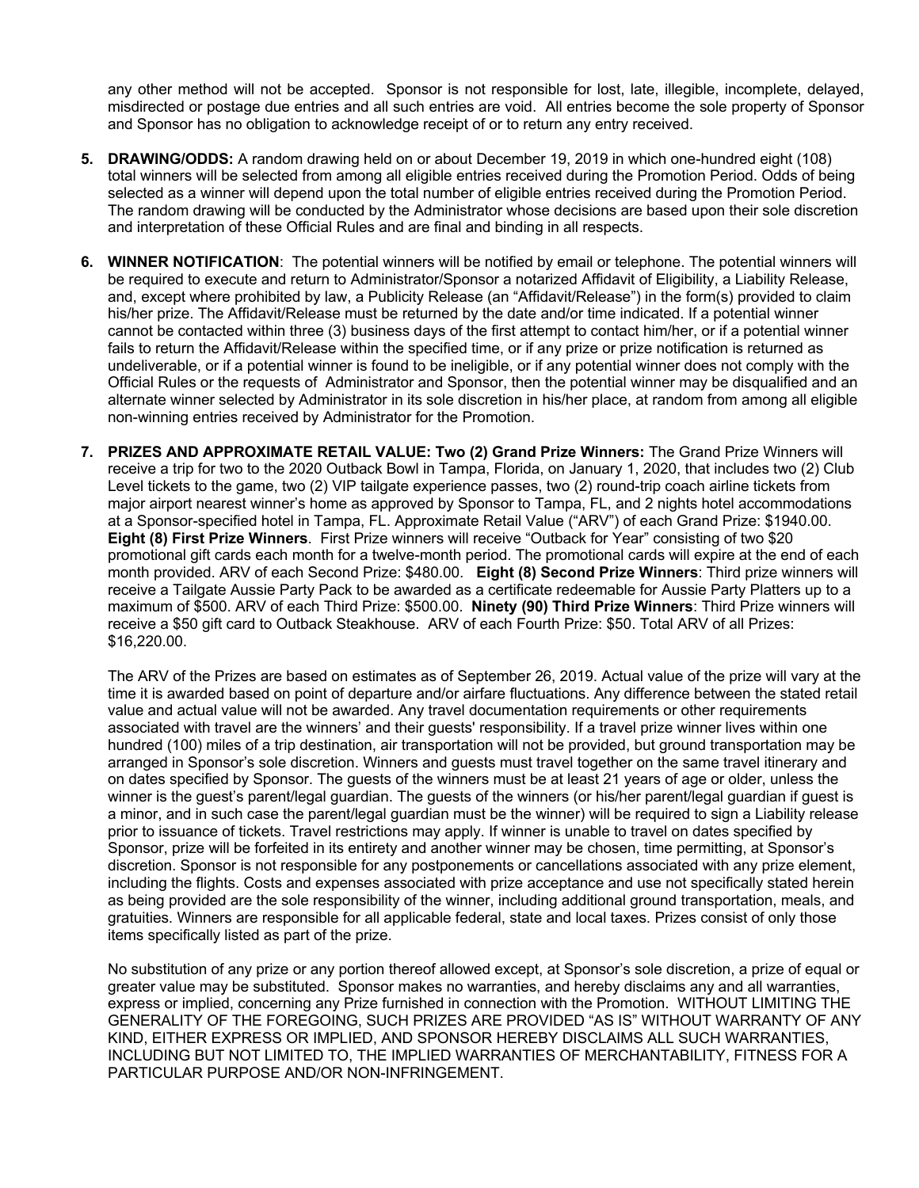any other method will not be accepted. Sponsor is not responsible for lost, late, illegible, incomplete, delayed, misdirected or postage due entries and all such entries are void. All entries become the sole property of Sponsor and Sponsor has no obligation to acknowledge receipt of or to return any entry received.

5. **DRAWING/ODDS:** A random drawing held on or about December 19, 2019 in which one-hundred eight (108) total winners will be selected from among all eligible entries received during the Promotion Period. Odds of being selected as a winner will depend upon the total number of eligible entries received during the Promotion Period. The random drawing will be conducted by the Administrator whose decisions are based upon their sole discretion and interpretation of these Official Rules and are final and binding in all respects.

6. **WINNER NOTIFICATION**: The potential winners will be notified by email or telephone. The potential winners will be required to execute and return to Administrator/Sponsor a notarized Affidavit of Eligibility, a Liability Release, and, except where prohibited by law, a Publicity Release (an "Affidavit/Release") in the form(s) provided to claim his/her prize. The Affidavit/Release must be returned by the date and/or time indicated. If a potential winner cannot be contacted within three (3) business days of the first attempt to contact him/her, or if a potential winner fails to return the Affidavit/Release within the specified time, or if any prize or prize notification is returned as undeliverable, or if a potential winner is found to be ineligible, or if any potential winner does not comply with the Official Rules or the requests of Administrator and Sponsor, then the potential winner may be disqualified and an alternate winner selected by Administrator in its sole discretion in his/her place, at random from among all eligible non-winning entries received by Administrator for the Promotion.

7. **PRIZES AND APPROXIMATE RETAIL VALUE: Two (2) Grand Prize Winners:** The Grand Prize Winners will receive a trip for two to the 2020 Outback Bowl in Tampa, Florida, on January 1, 2020, that includes two (2) Club Level tickets to the game, two (2) VIP tailgate experience passes, two (2) round-trip coach airline tickets from major airport nearest winner's home as approved by Sponsor to Tampa, FL, and 2 nights hotel accommodations at a Sponsor-specified hotel in Tampa, FL. Approximate Retail Value ("ARV") of each Grand Prize: $1940.00. **Eight (8) First Prize Winners**. First Prize winners will receive "Outback for Year" consisting of two $20 promotional gift cards each month for a twelve-month period. The promotional cards will expire at the end of each month provided. ARV of each Second Prize: $480.00. **Eight (8) Second Prize Winners**: Third prize winners will receive a Tailgate Aussie Party Pack to be awarded as a certificate redeemable for Aussie Party Platters up to a maximum of $500. ARV of each Third Prize: $500.00. **Ninety (90) Third Prize Winners**: Third Prize winners will receive a $50 gift card to Outback Steakhouse. ARV of each Fourth Prize: $50. Total ARV of all Prizes: $16,220.00.

   The ARV of the Prizes are based on estimates as of September 26, 2019. Actual value of the prize will vary at the time it is awarded based on point of departure and/or airfare fluctuations. Any difference between the stated retail value and actual value will not be awarded. Any travel documentation requirements or other requirements associated with travel are the winners' and their guests' responsibility. If a travel prize winner lives within one hundred (100) miles of a trip destination, air transportation will not be provided, but ground transportation may be arranged in Sponsor's sole discretion. Winners and guests must travel together on the same travel itinerary and on dates specified by Sponsor. The guests of the winners must be at least 21 years of age or older, unless the winner is the guest's parent/legal guardian. The guests of the winners (or his/her parent/legal guardian if guest is a minor, and in such case the parent/legal guardian must be the winner) will be required to sign a Liability release prior to issuance of tickets. Travel restrictions may apply. If winner is unable to travel on dates specified by Sponsor, prize will be forfeited in its entirety and another winner may be chosen, time permitting, at Sponsor's discretion. Sponsor is not responsible for any postponements or cancellations associated with any prize element, including the flights. Costs and expenses associated with prize acceptance and use not specifically stated herein as being provided are the sole responsibility of the winner, including additional ground transportation, meals, and gratuities. Winners are responsible for all applicable federal, state and local taxes. Prizes consist of only those items specifically listed as part of the prize.

   No substitution of any prize or any portion thereof allowed except, at Sponsor's sole discretion, a prize of equal or greater value may be substituted. Sponsor makes no warranties, and hereby disclaims any and all warranties, express or implied, concerning any Prize furnished in connection with the Promotion. WITHOUT LIMITING THE GENERALITY OF THE FOREGOING, SUCH PRIZES ARE PROVIDED "AS IS" WITHOUT WARRANTY OF ANY KIND, EITHER EXPRESS OR IMPLIED, AND SPONSOR HEREBY DISCLAIMS ALL SUCH WARRANTIES, INCLUDING BUT NOT LIMITED TO, THE IMPLIED WARRANTIES OF MERCHANTABILITY, FITNESS FOR A PARTICULAR PURPOSE AND/OR NON-INFRINGEMENT.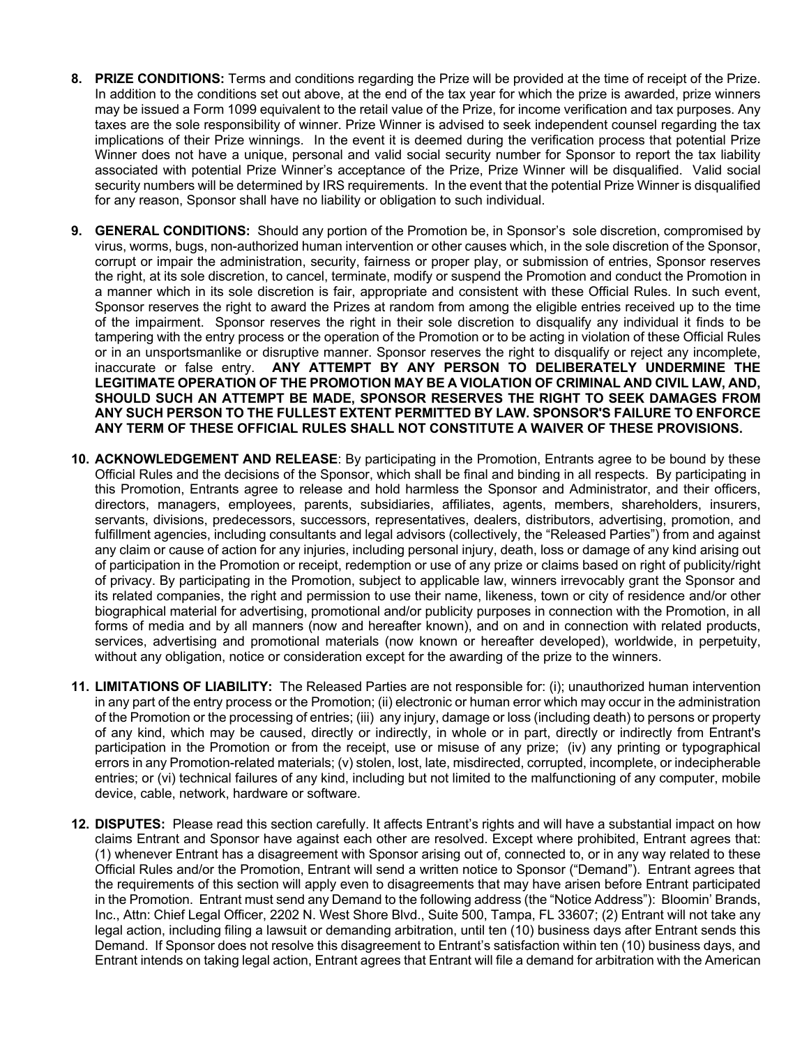8. **PRIZE CONDITIONS:** Terms and conditions regarding the Prize will be provided at the time of receipt of the Prize. In addition to the conditions set out above, at the end of the tax year for which the prize is awarded, prize winners may be issued a Form 1099 equivalent to the retail value of the Prize, for income verification and tax purposes. Any taxes are the sole responsibility of winner. Prize Winner is advised to seek independent counsel regarding the tax implications of their Prize winnings. In the event it is deemed during the verification process that potential Prize Winner does not have a unique, personal and valid social security number for Sponsor to report the tax liability associated with potential Prize Winner's acceptance of the Prize, Prize Winner will be disqualified. Valid social security numbers will be determined by IRS requirements. In the event that the potential Prize Winner is disqualified for any reason, Sponsor shall have no liability or obligation to such individual.

9. **GENERAL CONDITIONS:** Should any portion of the Promotion be, in Sponsor's sole discretion, compromised by virus, worms, bugs, non-authorized human intervention or other causes which, in the sole discretion of the Sponsor, corrupt or impair the administration, security, fairness or proper play, or submission of entries, Sponsor reserves the right, at its sole discretion, to cancel, terminate, modify or suspend the Promotion and conduct the Promotion in a manner which in its sole discretion is fair, appropriate and consistent with these Official Rules. In such event, Sponsor reserves the right to award the Prizes at random from among the eligible entries received up to the time of the impairment. Sponsor reserves the right in their sole discretion to disqualify any individual it finds to be tampering with the entry process or the operation of the Promotion or to be acting in violation of these Official Rules or in an unsportsmanlike or disruptive manner. Sponsor reserves the right to disqualify or reject any incomplete, inaccurate or false entry. **ANY ATTEMPT BY ANY PERSON TO DELIBERATELY UNDERMINE THE LEGITIMATE OPERATION OF THE PROMOTION MAY BE A VIOLATION OF CRIMINAL AND CIVIL LAW, AND, SHOULD SUCH AN ATTEMPT BE MADE, SPONSOR RESERVES THE RIGHT TO SEEK DAMAGES FROM ANY SUCH PERSON TO THE FULLEST EXTENT PERMITTED BY LAW. SPONSOR'S FAILURE TO ENFORCE ANY TERM OF THESE OFFICIAL RULES SHALL NOT CONSTITUTE A WAIVER OF THESE PROVISIONS.**

10. **ACKNOWLEDGEMENT AND RELEASE**: By participating in the Promotion, Entrants agree to be bound by these Official Rules and the decisions of the Sponsor, which shall be final and binding in all respects. By participating in this Promotion, Entrants agree to release and hold harmless the Sponsor and Administrator, and their officers, directors, managers, employees, parents, subsidiaries, affiliates, agents, members, shareholders, insurers, servants, divisions, predecessors, successors, representatives, dealers, distributors, advertising, promotion, and fulfillment agencies, including consultants and legal advisors (collectively, the "Released Parties") from and against any claim or cause of action for any injuries, including personal injury, death, loss or damage of any kind arising out of participation in the Promotion or receipt, redemption or use of any prize or claims based on right of publicity/right of privacy. By participating in the Promotion, subject to applicable law, winners irrevocably grant the Sponsor and its related companies, the right and permission to use their name, likeness, town or city of residence and/or other biographical material for advertising, promotional and/or publicity purposes in connection with the Promotion, in all forms of media and by all manners (now and hereafter known), and on and in connection with related products, services, advertising and promotional materials (now known or hereafter developed), worldwide, in perpetuity, without any obligation, notice or consideration except for the awarding of the prize to the winners.

11. **LIMITATIONS OF LIABILITY:** The Released Parties are not responsible for: (i); unauthorized human intervention in any part of the entry process or the Promotion; (ii) electronic or human error which may occur in the administration of the Promotion or the processing of entries; (iii) any injury, damage or loss (including death) to persons or property of any kind, which may be caused, directly or indirectly, in whole or in part, directly or indirectly from Entrant's participation in the Promotion or from the receipt, use or misuse of any prize; (iv) any printing or typographical errors in any Promotion-related materials; (v) stolen, lost, late, misdirected, corrupted, incomplete, or indecipherable entries; or (vi) technical failures of any kind, including but not limited to the malfunctioning of any computer, mobile device, cable, network, hardware or software.

12. **DISPUTES:** Please read this section carefully. It affects Entrant's rights and will have a substantial impact on how claims Entrant and Sponsor have against each other are resolved. Except where prohibited, Entrant agrees that: (1) whenever Entrant has a disagreement with Sponsor arising out of, connected to, or in any way related to these Official Rules and/or the Promotion, Entrant will send a written notice to Sponsor ("Demand"). Entrant agrees that the requirements of this section will apply even to disagreements that may have arisen before Entrant participated in the Promotion. Entrant must send any Demand to the following address (the "Notice Address"): Bloomin' Brands, Inc., Attn: Chief Legal Officer, 2202 N. West Shore Blvd., Suite 500, Tampa, FL 33607; (2) Entrant will not take any legal action, including filing a lawsuit or demanding arbitration, until ten (10) business days after Entrant sends this Demand. If Sponsor does not resolve this disagreement to Entrant's satisfaction within ten (10) business days, and Entrant intends on taking legal action, Entrant agrees that Entrant will file a demand for arbitration with the American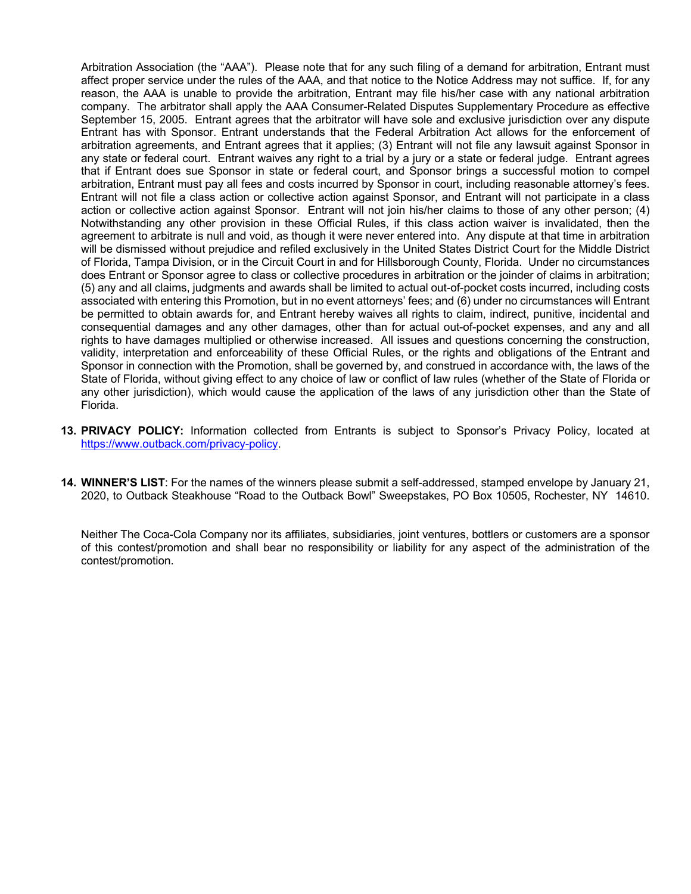Arbitration Association (the "AAA"). Please note that for any such filing of a demand for arbitration, Entrant must affect proper service under the rules of the AAA, and that notice to the Notice Address may not suffice. If, for any reason, the AAA is unable to provide the arbitration, Entrant may file his/her case with any national arbitration company. The arbitrator shall apply the AAA Consumer-Related Disputes Supplementary Procedure as effective September 15, 2005. Entrant agrees that the arbitrator will have sole and exclusive jurisdiction over any dispute Entrant has with Sponsor. Entrant understands that the Federal Arbitration Act allows for the enforcement of arbitration agreements, and Entrant agrees that it applies; (3) Entrant will not file any lawsuit against Sponsor in any state or federal court. Entrant waives any right to a trial by a jury or a state or federal judge. Entrant agrees that if Entrant does sue Sponsor in state or federal court, and Sponsor brings a successful motion to compel arbitration, Entrant must pay all fees and costs incurred by Sponsor in court, including reasonable attorney's fees. Entrant will not file a class action or collective action against Sponsor, and Entrant will not participate in a class action or collective action against Sponsor. Entrant will not join his/her claims to those of any other person; (4) Notwithstanding any other provision in these Official Rules, if this class action waiver is invalidated, then the agreement to arbitrate is null and void, as though it were never entered into. Any dispute at that time in arbitration will be dismissed without prejudice and refiled exclusively in the United States District Court for the Middle District of Florida, Tampa Division, or in the Circuit Court in and for Hillsborough County, Florida. Under no circumstances does Entrant or Sponsor agree to class or collective procedures in arbitration or the joinder of claims in arbitration; (5) any and all claims, judgments and awards shall be limited to actual out-of-pocket costs incurred, including costs associated with entering this Promotion, but in no event attorneys' fees; and (6) under no circumstances will Entrant be permitted to obtain awards for, and Entrant hereby waives all rights to claim, indirect, punitive, incidental and consequential damages and any other damages, other than for actual out-of-pocket expenses, and any and all rights to have damages multiplied or otherwise increased. All issues and questions concerning the construction, validity, interpretation and enforceability of these Official Rules, or the rights and obligations of the Entrant and Sponsor in connection with the Promotion, shall be governed by, and construed in accordance with, the laws of the State of Florida, without giving effect to any choice of law or conflict of law rules (whether of the State of Florida or any other jurisdiction), which would cause the application of the laws of any jurisdiction other than the State of Florida.

13. **PRIVACY POLICY:** Information collected from Entrants is subject to Sponsor's Privacy Policy, located at https://www.outback.com/privacy-policy.

14. **WINNER'S LIST**: For the names of the winners please submit a self-addressed, stamped envelope by January 21, 2020, to Outback Steakhouse "Road to the Outback Bowl" Sweepstakes, PO Box 10505, Rochester, NY 14610.

Neither The Coca-Cola Company nor its affiliates, subsidiaries, joint ventures, bottlers or customers are a sponsor of this contest/promotion and shall bear no responsibility or liability for any aspect of the administration of the contest/promotion.